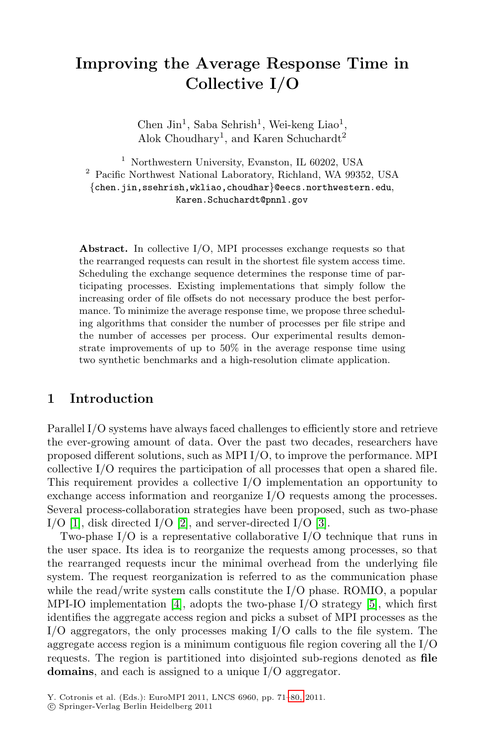# Improving the Average Response Time in Collective I/O

Chen Jin[1], Saba Sehrish[1], Wei-keng Liao[1], Alok Choudhary[1], and Karen Schuchardt[2]

[1] Northwestern University, Evanston, IL 60202, USA
[2] Pacific Northwest National Laboratory, Richland, WA 99352, USA
{chen.jin,ssehrish,wkliao,choudhar}@eecs.northwestern.edu, Karen.Schuchardt@pnnl.gov

**Abstract.** In collective I/O, MPI processes exchange requests so that the rearranged requests can result in the shortest file system access time. Scheduling the exchange sequence determines the response time of participating processes. Existing implementations that simply follow the increasing order of file offsets do not necessary produce the best performance. To minimize the average response time, we propose three scheduling algorithms that consider the number of processes per file stripe and the number of accesses per process. Our experimental results demonstrate improvements of up to 50% in the average response time using two synthetic benchmarks and a high-resolution climate application.

## 1 Introduction

Parallel I/O systems have always faced challenges to efficiently store and retrieve the ever-growing amount of data. Over the past two decades, researchers have proposed different solutions, such as MPI I/O, to improve the performance. MPI collective I/O requires the participation of all processes that open a shared file. This requirement provides a collective I/O implementation an opportunity to exchange access information and reorganize I/O requests among the processes. Several process-collaboration strategies have been proposed, such as two-phase I/O [1], disk directed I/O [2], and server-directed I/O [3].

Two-phase I/O is a representative collaborative I/O technique that runs in the user space. Its idea is to reorganize the requests among processes, so that the rearranged requests incur the minimal overhead from the underlying file system. The request reorganization is referred to as the communication phase while the read/write system calls constitute the I/O phase. ROMIO, a popular MPI-IO implementation [4], adopts the two-phase I/O strategy [5], which first identifies the aggregate access region and picks a subset of MPI processes as the I/O aggregators, the only processes making I/O calls to the file system. The aggregate access region is a minimum contiguous file region covering all the I/O requests. The region is partitioned into disjointed sub-regions denoted as **file domains**, and each is assigned to a unique I/O aggregator.

Y. Cotronis et al. (Eds.): EuroMPI 2011, LNCS 6960, pp. 71–80, 2011.
© Springer-Verlag Berlin Heidelberg 2011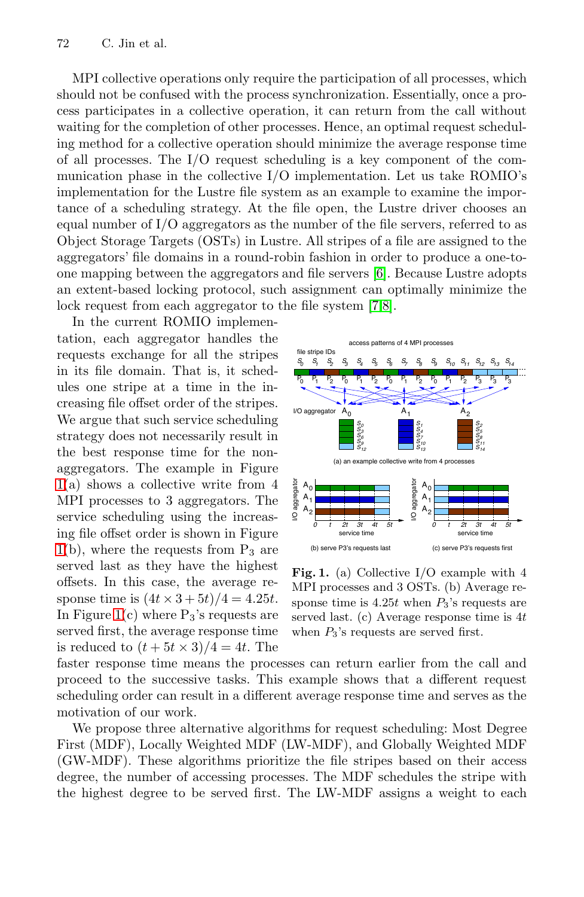MPI collective operations only require the participation of all processes, which should not be confused with the process synchronization. Essentially, once a process participates in a collective operation, it can return from the call without waiting for the completion of other processes. Hence, an optimal request scheduling method for a collective operation should minimize the average response time of all processes. The I/O request scheduling is a key component of the communication phase in the collective I/O implementation. Let us take ROMIO's implementation for the Lustre file system as an example to examine the importance of a scheduling strategy. At the file open, the Lustre driver chooses an equal number of I/O aggregators as the number of the file servers, referred to as Object Storage Targets (OSTs) in Lustre. All stripes of a file are assigned to the aggregators' file domains in a round-robin fashion in order to produce a one-to-one mapping between the aggregators and file servers [6]. Because Lustre adopts an extent-based locking protocol, such assignment can optimally minimize the lock request from each aggregator to the file system [7,8].

In the current ROMIO implementation, each aggregator handles the requests exchange for all the stripes in its file domain. That is, it schedules one stripe at a time in the increasing file offset order of the stripes. We argue that such service scheduling strategy does not necessarily result in the best response time for the non-aggregators. The example in Figure 1(a) shows a collective write from 4 MPI processes to 3 aggregators. The service scheduling using the increasing file offset order is shown in Figure 1(b), where the requests from $P_3$ are served last as they have the highest offsets. In this case, the average response time is $(4t \times 3 + 5t)/4 = 4.25t$. In Figure 1(c) where $P_3$'s requests are served first, the average response time is reduced to $(t + 5t \times 3)/4 = 4t$. The faster response time means the processes can return earlier from the call and proceed to the successive tasks. This example shows that a different request scheduling order can result in a different average response time and serves as the motivation of our work.

**Fig. 1.** (a) Collective I/O example with 4 MPI processes and 3 OSTs. (b) Average response time is $4.25t$ when $P_3$'s requests are served last. (c) Average response time is $4t$ when $P_3$'s requests are served first.

We propose three alternative algorithms for request scheduling: Most Degree First (MDF), Locally Weighted MDF (LW-MDF), and Globally Weighted MDF (GW-MDF). These algorithms prioritize the file stripes based on their access degree, the number of accessing processes. The MDF schedules the stripe with the highest degree to be served first. The LW-MDF assigns a weight to each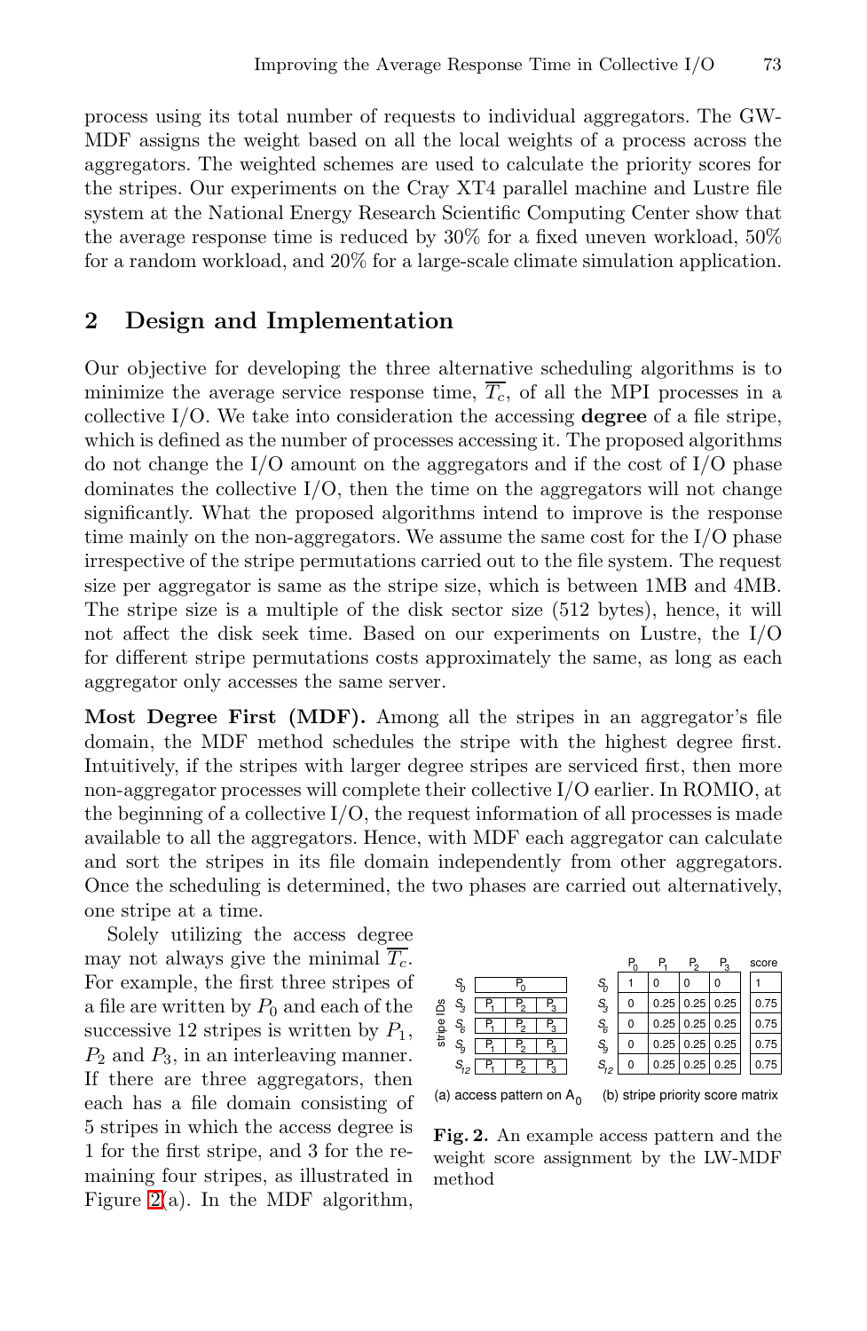process using its total number of requests to individual aggregators. The GW-MDF assigns the weight based on all the local weights of a process across the aggregators. The weighted schemes are used to calculate the priority scores for the stripes. Our experiments on the Cray XT4 parallel machine and Lustre file system at the National Energy Research Scientific Computing Center show that the average response time is reduced by 30% for a fixed uneven workload, 50% for a random workload, and 20% for a large-scale climate simulation application.

## 2 Design and Implementation

Our objective for developing the three alternative scheduling algorithms is to minimize the average service response time, $\overline{T_c}$, of all the MPI processes in a collective I/O. We take into consideration the accessing **degree** of a file stripe, which is defined as the number of processes accessing it. The proposed algorithms do not change the I/O amount on the aggregators and if the cost of I/O phase dominates the collective I/O, then the time on the aggregators will not change significantly. What the proposed algorithms intend to improve is the response time mainly on the non-aggregators. We assume the same cost for the I/O phase irrespective of the stripe permutations carried out to the file system. The request size per aggregator is same as the stripe size, which is between 1MB and 4MB. The stripe size is a multiple of the disk sector size (512 bytes), hence, it will not affect the disk seek time. Based on our experiments on Lustre, the I/O for different stripe permutations costs approximately the same, as long as each aggregator only accesses the same server.

**Most Degree First (MDF).** Among all the stripes in an aggregator's file domain, the MDF method schedules the stripe with the highest degree first. Intuitively, if the stripes with larger degree stripes are serviced first, then more non-aggregator processes will complete their collective I/O earlier. In ROMIO, at the beginning of a collective I/O, the request information of all processes is made available to all the aggregators. Hence, with MDF each aggregator can calculate and sort the stripes in its file domain independently from other aggregators. Once the scheduling is determined, the two phases are carried out alternatively, one stripe at a time.

Solely utilizing the access degree may not always give the minimal $\overline{T_c}$. For example, the first three stripes of a file are written by $P_0$ and each of the successive 12 stripes is written by $P_1$, $P_2$ and $P_3$, in an interleaving manner. If there are three aggregators, then each has a file domain consisting of 5 stripes in which the access degree is 1 for the first stripe, and 3 for the remaining four stripes, as illustrated in Figure 2(a). In the MDF algorithm,

stripe IDs
$S_0$: $P_0$
$S_3$: $P_1$ $P_2$ $P_3$
$S_6$: $P_1$ $P_2$ $P_3$
$S_9$: $P_1$ $P_2$ $P_3$
$S_{12}$: $P_1$ $P_2$ $P_3$

(a) access pattern on $A_0$

| | $P_0$ | $P_1$ | $P_2$ | $P_3$ | score |
|---|---|---|---|---|---|
| $S_0$ | 1 | 0 | 0 | 0 | 1 |
| $S_3$ | 0 | 0.25 | 0.25 | 0.25 | 0.75 |
| $S_6$ | 0 | 0.25 | 0.25 | 0.25 | 0.75 |
| $S_9$ | 0 | 0.25 | 0.25 | 0.25 | 0.75 |
| $S_{12}$ | 0 | 0.25 | 0.25 | 0.25 | 0.75 |

(b) stripe priority score matrix

**Fig. 2.** An example access pattern and the weight score assignment by the LW-MDF method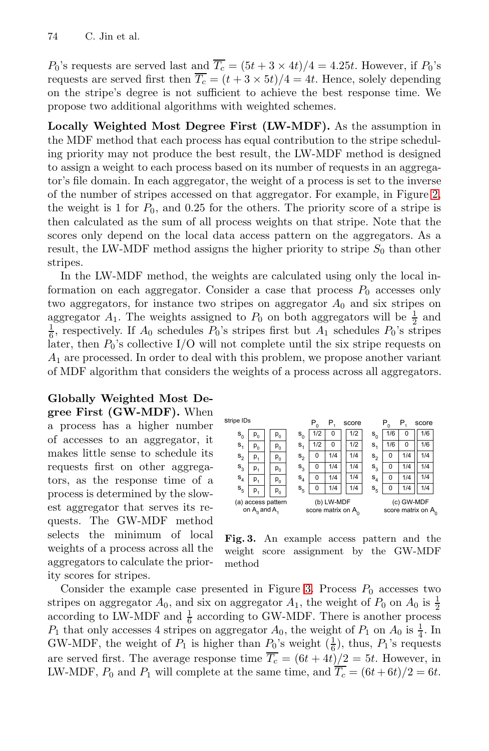$P_0$'s requests are served last and $\overline{T_c} = (5t + 3 \times 4t)/4 = 4.25t$. However, if $P_0$'s requests are served first then $\overline{T_c} = (t + 3 \times 5t)/4 = 4t$. Hence, solely depending on the stripe's degree is not sufficient to achieve the best response time. We propose two additional algorithms with weighted schemes.

**Locally Weighted Most Degree First (LW-MDF).** As the assumption in the MDF method that each process has equal contribution to the stripe scheduling priority may not produce the best result, the LW-MDF method is designed to assign a weight to each process based on its number of requests in an aggregator's file domain. In each aggregator, the weight of a process is set to the inverse of the number of stripes accessed on that aggregator. For example, in Figure 2, the weight is 1 for $P_0$, and 0.25 for the others. The priority score of a stripe is then calculated as the sum of all process weights on that stripe. Note that the scores only depend on the local data access pattern on the aggregators. As a result, the LW-MDF method assigns the higher priority to stripe $S_0$ than other stripes.

In the LW-MDF method, the weights are calculated using only the local information on each aggregator. Consider a case that process $P_0$ accesses only two aggregators, for instance two stripes on aggregator $A_0$ and six stripes on aggregator $A_1$. The weights assigned to $P_0$ on both aggregators will be $\frac{1}{2}$ and $\frac{1}{6}$, respectively. If $A_0$ schedules $P_0$'s stripes first but $A_1$ schedules $P_0$'s stripes later, then $P_0$'s collective I/O will not complete until the six stripe requests on $A_1$ are processed. In order to deal with this problem, we propose another variant of MDF algorithm that considers the weights of a process across all aggregators.

**Globally Weighted Most Degree First (GW-MDF).** When a process has a higher number of accesses to an aggregator, it makes little sense to schedule its requests first on other aggregators, as the response time of a process is determined by the slowest aggregator that serves its requests. The GW-MDF method selects the minimum of local weights of a process across all the aggregators to calculate the priority scores for stripes.

(a) access pattern on $A_0$ and $A_1$

| Stripe IDs | $A_0$ | $A_1$ |
|---|---|---|
| $s_0$ | $p_0$ | $p_0$ |
| $s_1$ | $p_0$ | $p_0$ |
| $s_2$ | $p_1$ | $p_0$ |
| $s_3$ | $p_1$ | $p_0$ |
| $s_4$ | $p_1$ | $p_0$ |
| $s_5$ | $p_1$ | $p_0$ |

(b) LW-MDF score matrix on $A_0$

| | $P_0$ | $P_1$ | score |
|---|---|---|---|
| $s_0$ | 1/2 | 0 | 1/2 |
| $s_1$ | 1/2 | 0 | 1/2 |
| $s_2$ | 0 | 1/4 | 1/4 |
| $s_3$ | 0 | 1/4 | 1/4 |
| $s_4$ | 0 | 1/4 | 1/4 |
| $s_5$ | 0 | 1/4 | 1/4 |

(c) GW-MDF score matrix on $A_0$

| | $P_0$ | $P_1$ | score |
|---|---|---|---|
| $s_0$ | 1/6 | 0 | 1/6 |
| $s_1$ | 1/6 | 0 | 1/6 |
| $s_2$ | 0 | 1/4 | 1/4 |
| $s_3$ | 0 | 1/4 | 1/4 |
| $s_4$ | 0 | 1/4 | 1/4 |
| $s_5$ | 0 | 1/4 | 1/4 |

**Fig. 3.** An example access pattern and the weight score assignment by the GW-MDF method

Consider the example case presented in Figure 3. Process $P_0$ accesses two stripes on aggregator $A_0$, and six on aggregator $A_1$, the weight of $P_0$ on $A_0$ is $\frac{1}{2}$ according to LW-MDF and $\frac{1}{6}$ according to GW-MDF. There is another process $P_1$ that only accesses 4 stripes on aggregator $A_0$, the weight of $P_1$ on $A_0$ is $\frac{1}{4}$. In GW-MDF, the weight of $P_1$ is higher than $P_0$'s weight ($\frac{1}{6}$), thus, $P_1$'s requests are served first. The average response time $\overline{T_c} = (6t + 4t)/2 = 5t$. However, in LW-MDF, $P_0$ and $P_1$ will complete at the same time, and $\overline{T_c} = (6t + 6t)/2 = 6t$.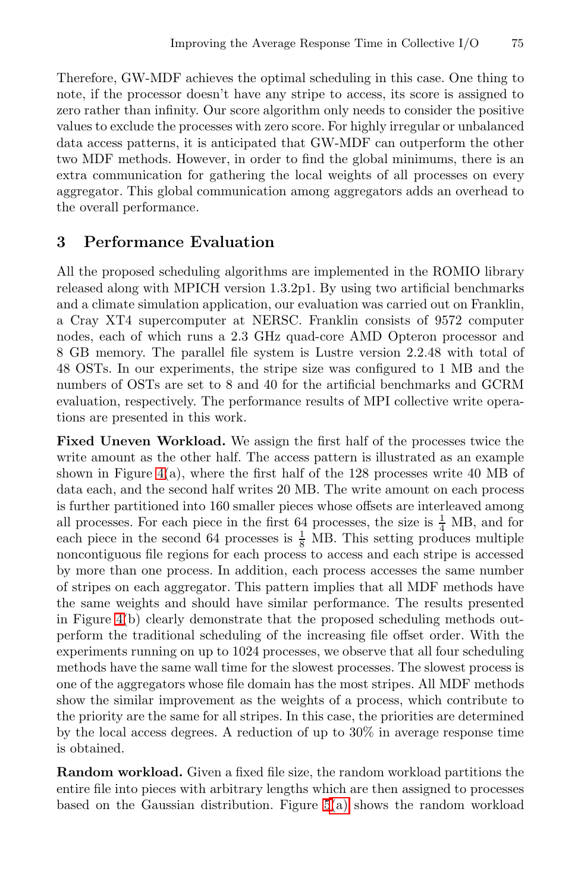Therefore, GW-MDF achieves the optimal scheduling in this case. One thing to note, if the processor doesn't have any stripe to access, its score is assigned to zero rather than infinity. Our score algorithm only needs to consider the positive values to exclude the processes with zero score. For highly irregular or unbalanced data access patterns, it is anticipated that GW-MDF can outperform the other two MDF methods. However, in order to find the global minimums, there is an extra communication for gathering the local weights of all processes on every aggregator. This global communication among aggregators adds an overhead to the overall performance.

## 3 Performance Evaluation

All the proposed scheduling algorithms are implemented in the ROMIO library released along with MPICH version 1.3.2p1. By using two artificial benchmarks and a climate simulation application, our evaluation was carried out on Franklin, a Cray XT4 supercomputer at NERSC. Franklin consists of 9572 computer nodes, each of which runs a 2.3 GHz quad-core AMD Opteron processor and 8 GB memory. The parallel file system is Lustre version 2.2.48 with total of 48 OSTs. In our experiments, the stripe size was configured to 1 MB and the numbers of OSTs are set to 8 and 40 for the artificial benchmarks and GCRM evaluation, respectively. The performance results of MPI collective write operations are presented in this work.

**Fixed Uneven Workload.** We assign the first half of the processes twice the write amount as the other half. The access pattern is illustrated as an example shown in Figure 4(a), where the first half of the 128 processes write 40 MB of data each, and the second half writes 20 MB. The write amount on each process is further partitioned into 160 smaller pieces whose offsets are interleaved among all processes. For each piece in the first 64 processes, the size is $\frac{1}{4}$ MB, and for each piece in the second 64 processes is $\frac{1}{8}$ MB. This setting produces multiple noncontiguous file regions for each process to access and each stripe is accessed by more than one process. In addition, each process accesses the same number of stripes on each aggregator. This pattern implies that all MDF methods have the same weights and should have similar performance. The results presented in Figure 4(b) clearly demonstrate that the proposed scheduling methods outperform the traditional scheduling of the increasing file offset order. With the experiments running on up to 1024 processes, we observe that all four scheduling methods have the same wall time for the slowest processes. The slowest process is one of the aggregators whose file domain has the most stripes. All MDF methods show the similar improvement as the weights of a process, which contribute to the priority are the same for all stripes. In this case, the priorities are determined by the local access degrees. A reduction of up to 30% in average response time is obtained.

**Random workload.** Given a fixed file size, the random workload partitions the entire file into pieces with arbitrary lengths which are then assigned to processes based on the Gaussian distribution. Figure 5(a) shows the random workload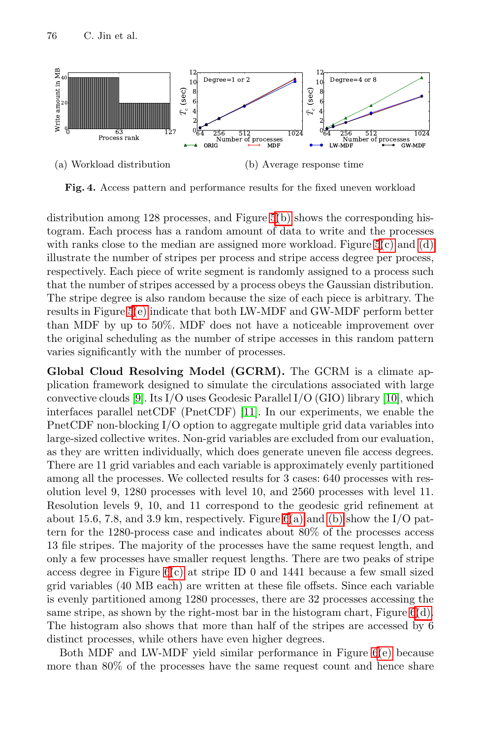(a) Workload distribution (b) Average response time

**Fig. 4.** Access pattern and performance results for the fixed uneven workload

distribution among 128 processes, and Figure 5(b) shows the corresponding histogram. Each process has a random amount of data to write and the processes with ranks close to the median are assigned more workload. Figure 5(c) and (d) illustrate the number of stripes per process and stripe access degree per process, respectively. Each piece of write segment is randomly assigned to a process such that the number of stripes accessed by a process obeys the Gaussian distribution. The stripe degree is also random because the size of each piece is arbitrary. The results in Figure 5(e) indicate that both LW-MDF and GW-MDF perform better than MDF by up to 50%. MDF does not have a noticeable improvement over the original scheduling as the number of stripe accesses in this random pattern varies significantly with the number of processes.

**Global Cloud Resolving Model (GCRM).** The GCRM is a climate application framework designed to simulate the circulations associated with large convective clouds [9]. Its I/O uses Geodesic Parallel I/O (GIO) library [10], which interfaces parallel netCDF (PnetCDF) [11]. In our experiments, we enable the PnetCDF non-blocking I/O option to aggregate multiple grid data variables into large-sized collective writes. Non-grid variables are excluded from our evaluation, as they are written individually, which does generate uneven file access degrees. There are 11 grid variables and each variable is approximately evenly partitioned among all the processes. We collected results for 3 cases: 640 processes with resolution level 9, 1280 processes with level 10, and 2560 processes with level 11. Resolution levels 9, 10, and 11 correspond to the geodesic grid refinement at about 15.6, 7.8, and 3.9 km, respectively. Figure 6(a) and (b) show the I/O pattern for the 1280-process case and indicates about 80% of the processes access 13 file stripes. The majority of the processes have the same request length, and only a few processes have smaller request lengths. There are two peaks of stripe access degree in Figure 6(c) at stripe ID 0 and 1441 because a few small sized grid variables (40 MB each) are written at these file offsets. Since each variable is evenly partitioned among 1280 processes, there are 32 processes accessing the same stripe, as shown by the right-most bar in the histogram chart, Figure 6(d). The histogram also shows that more than half of the stripes are accessed by 6 distinct processes, while others have even higher degrees.

Both MDF and LW-MDF yield similar performance in Figure 6(e) because more than 80% of the processes have the same request count and hence share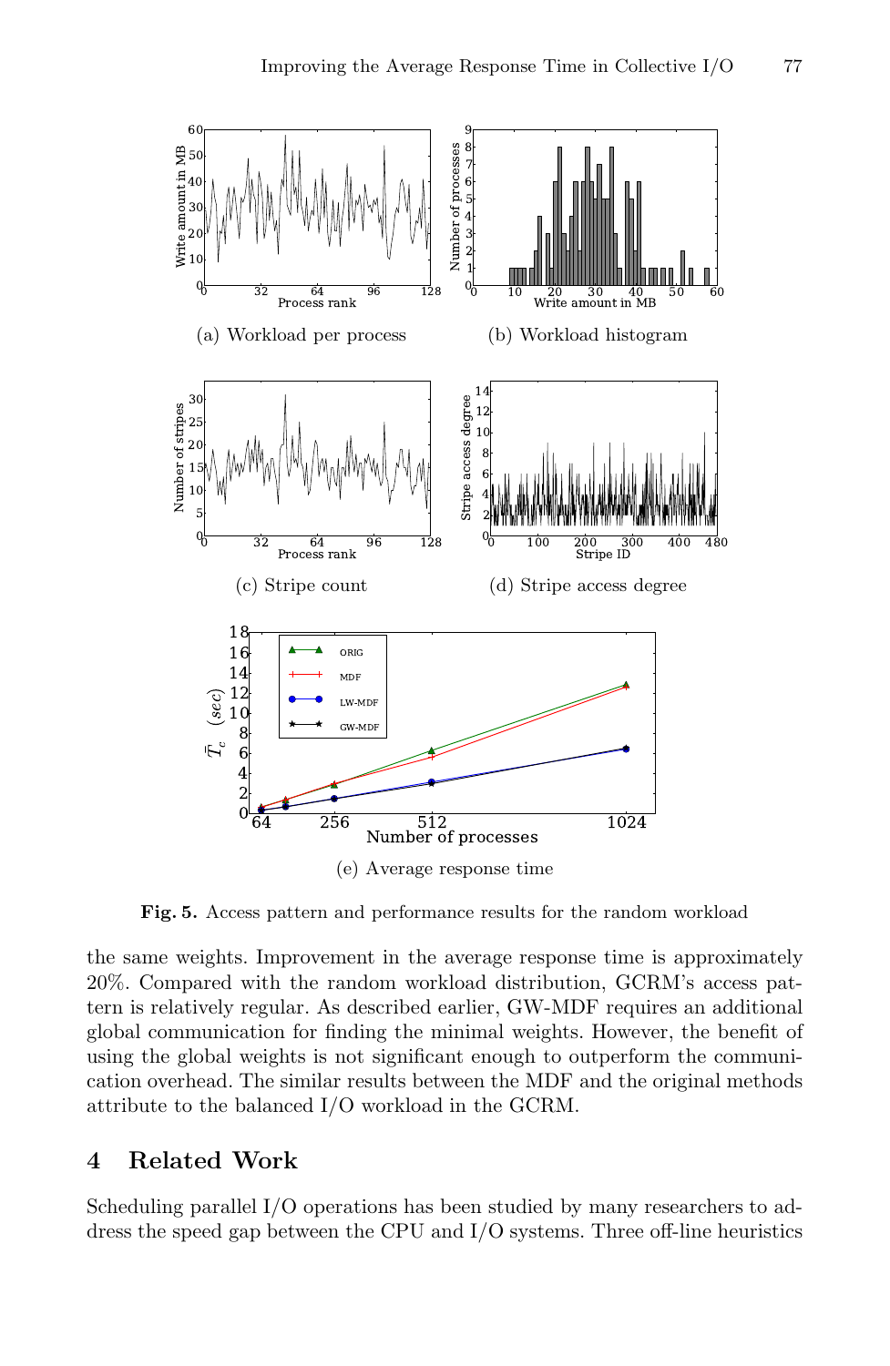(a) Workload per process

(b) Workload histogram

(c) Stripe count

(d) Stripe access degree

(e) Average response time

**Fig. 5.** Access pattern and performance results for the random workload

the same weights. Improvement in the average response time is approximately 20%. Compared with the random workload distribution, GCRM's access pattern is relatively regular. As described earlier, GW-MDF requires an additional global communication for finding the minimal weights. However, the benefit of using the global weights is not significant enough to outperform the communication overhead. The similar results between the MDF and the original methods attribute to the balanced I/O workload in the GCRM.

## 4 Related Work

Scheduling parallel I/O operations has been studied by many researchers to address the speed gap between the CPU and I/O systems. Three off-line heuristics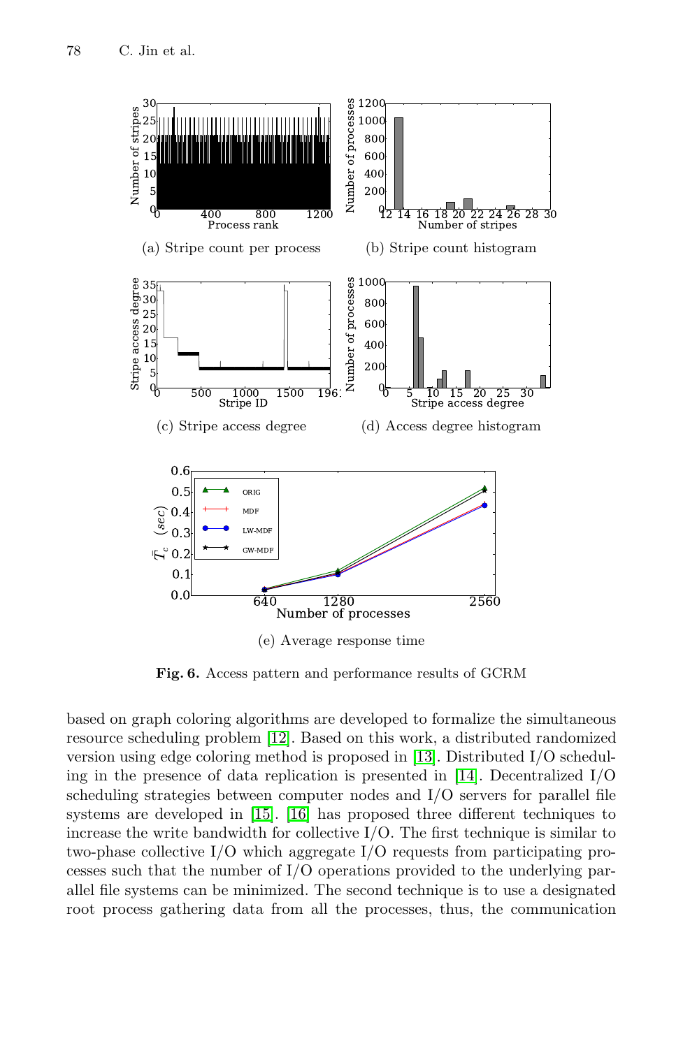(a) Stripe count per process

(b) Stripe count histogram

(c) Stripe access degree

(d) Access degree histogram

(e) Average response time

**Fig. 6.** Access pattern and performance results of GCRM

based on graph coloring algorithms are developed to formalize the simultaneous resource scheduling problem [12]. Based on this work, a distributed randomized version using edge coloring method is proposed in [13]. Distributed I/O scheduling in the presence of data replication is presented in [14]. Decentralized I/O scheduling strategies between computer nodes and I/O servers for parallel file systems are developed in [15]. [16] has proposed three different techniques to increase the write bandwidth for collective I/O. The first technique is similar to two-phase collective I/O which aggregate I/O requests from participating processes such that the number of I/O operations provided to the underlying parallel file systems can be minimized. The second technique is to use a designated root process gathering data from all the processes, thus, the communication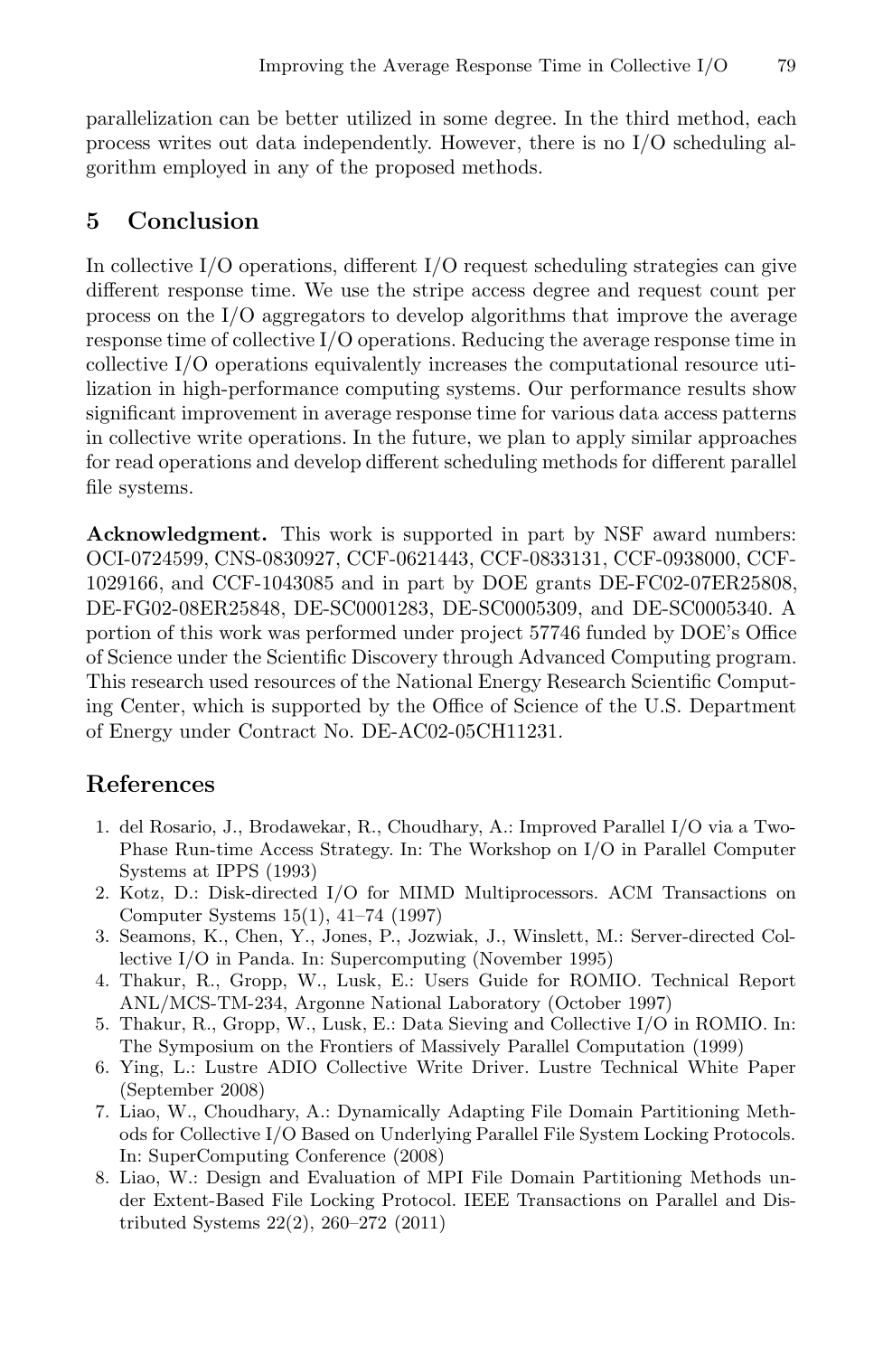parallelization can be better utilized in some degree. In the third method, each process writes out data independently. However, there is no I/O scheduling algorithm employed in any of the proposed methods.

## 5 Conclusion

In collective I/O operations, different I/O request scheduling strategies can give different response time. We use the stripe access degree and request count per process on the I/O aggregators to develop algorithms that improve the average response time of collective I/O operations. Reducing the average response time in collective I/O operations equivalently increases the computational resource utilization in high-performance computing systems. Our performance results show significant improvement in average response time for various data access patterns in collective write operations. In the future, we plan to apply similar approaches for read operations and develop different scheduling methods for different parallel file systems.

**Acknowledgment.** This work is supported in part by NSF award numbers: OCI-0724599, CNS-0830927, CCF-0621443, CCF-0833131, CCF-0938000, CCF-1029166, and CCF-1043085 and in part by DOE grants DE-FC02-07ER25808, DE-FG02-08ER25848, DE-SC0001283, DE-SC0005309, and DE-SC0005340. A portion of this work was performed under project 57746 funded by DOE's Office of Science under the Scientific Discovery through Advanced Computing program. This research used resources of the National Energy Research Scientific Computing Center, which is supported by the Office of Science of the U.S. Department of Energy under Contract No. DE-AC02-05CH11231.

## References

1. del Rosario, J., Brodawekar, R., Choudhary, A.: Improved Parallel I/O via a Two-Phase Run-time Access Strategy. In: The Workshop on I/O in Parallel Computer Systems at IPPS (1993)
2. Kotz, D.: Disk-directed I/O for MIMD Multiprocessors. ACM Transactions on Computer Systems 15(1), 41–74 (1997)
3. Seamons, K., Chen, Y., Jones, P., Jozwiak, J., Winslett, M.: Server-directed Collective I/O in Panda. In: Supercomputing (November 1995)
4. Thakur, R., Gropp, W., Lusk, E.: Users Guide for ROMIO. Technical Report ANL/MCS-TM-234, Argonne National Laboratory (October 1997)
5. Thakur, R., Gropp, W., Lusk, E.: Data Sieving and Collective I/O in ROMIO. In: The Symposium on the Frontiers of Massively Parallel Computation (1999)
6. Ying, L.: Lustre ADIO Collective Write Driver. Lustre Technical White Paper (September 2008)
7. Liao, W., Choudhary, A.: Dynamically Adapting File Domain Partitioning Methods for Collective I/O Based on Underlying Parallel File System Locking Protocols. In: SuperComputing Conference (2008)
8. Liao, W.: Design and Evaluation of MPI File Domain Partitioning Methods under Extent-Based File Locking Protocol. IEEE Transactions on Parallel and Distributed Systems 22(2), 260–272 (2011)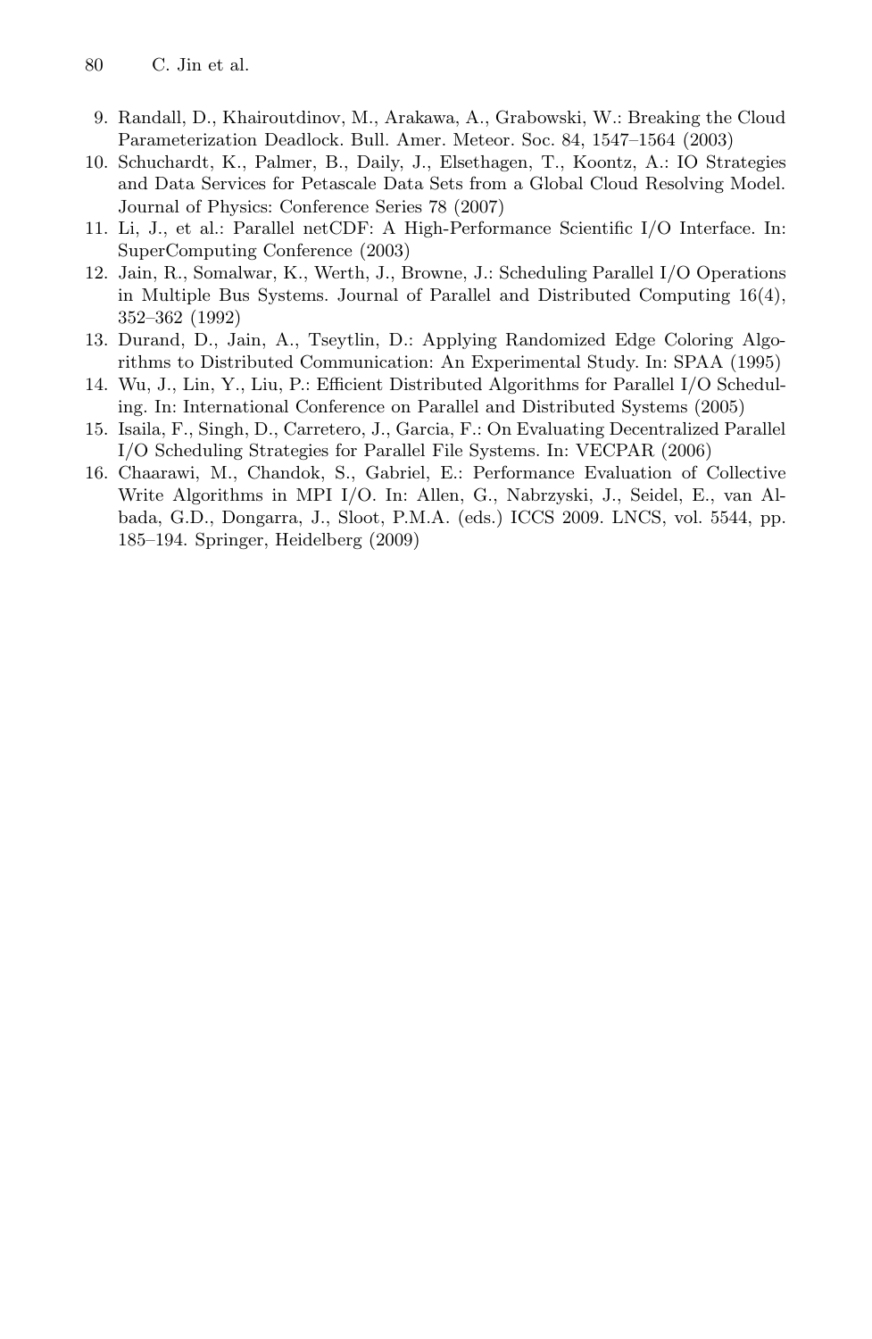9. Randall, D., Khairoutdinov, M., Arakawa, A., Grabowski, W.: Breaking the Cloud Parameterization Deadlock. Bull. Amer. Meteor. Soc. 84, 1547–1564 (2003)
10. Schuchardt, K., Palmer, B., Daily, J., Elsethagen, T., Koontz, A.: IO Strategies and Data Services for Petascale Data Sets from a Global Cloud Resolving Model. Journal of Physics: Conference Series 78 (2007)
11. Li, J., et al.: Parallel netCDF: A High-Performance Scientific I/O Interface. In: SuperComputing Conference (2003)
12. Jain, R., Somalwar, K., Werth, J., Browne, J.: Scheduling Parallel I/O Operations in Multiple Bus Systems. Journal of Parallel and Distributed Computing 16(4), 352–362 (1992)
13. Durand, D., Jain, A., Tseytlin, D.: Applying Randomized Edge Coloring Algorithms to Distributed Communication: An Experimental Study. In: SPAA (1995)
14. Wu, J., Lin, Y., Liu, P.: Efficient Distributed Algorithms for Parallel I/O Scheduling. In: International Conference on Parallel and Distributed Systems (2005)
15. Isaila, F., Singh, D., Carretero, J., Garcia, F.: On Evaluating Decentralized Parallel I/O Scheduling Strategies for Parallel File Systems. In: VECPAR (2006)
16. Chaarawi, M., Chandok, S., Gabriel, E.: Performance Evaluation of Collective Write Algorithms in MPI I/O. In: Allen, G., Nabrzyski, J., Seidel, E., van Albada, G.D., Dongarra, J., Sloot, P.M.A. (eds.) ICCS 2009. LNCS, vol. 5544, pp. 185–194. Springer, Heidelberg (2009)